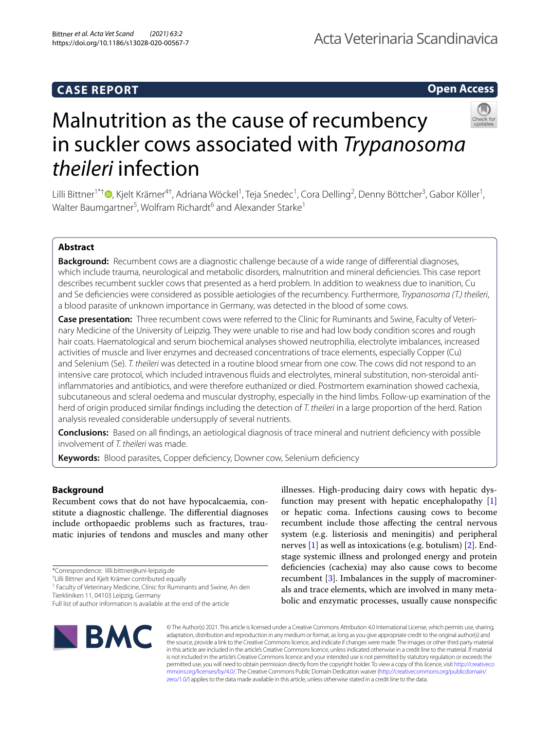CASE REPORT

Open Access

# Malnutrition as the cause of recumbency in suckler cows associated with *Trypanosoma theileri* infection

Lilli Bittner[1*†], Kjelt Krämer[4†], Adriana Wöckel[1], Teja Snedec[1], Cora Delling[2], Denny Böttcher[3], Gabor Köller[1], Walter Baumgartner[5], Wolfram Richardt[6] and Alexander Starke[1]

## Abstract

**Background:** Recumbent cows are a diagnostic challenge because of a wide range of differential diagnoses, which include trauma, neurological and metabolic disorders, malnutrition and mineral deficiencies. This case report describes recumbent suckler cows that presented as a herd problem. In addition to weakness due to inanition, Cu and Se deficiencies were considered as possible aetiologies of the recumbency. Furthermore, *Trypanosoma (T.) theileri*, a blood parasite of unknown importance in Germany, was detected in the blood of some cows.

**Case presentation:** Three recumbent cows were referred to the Clinic for Ruminants and Swine, Faculty of Veterinary Medicine of the University of Leipzig. They were unable to rise and had low body condition scores and rough hair coats. Haematological and serum biochemical analyses showed neutrophilia, electrolyte imbalances, increased activities of muscle and liver enzymes and decreased concentrations of trace elements, especially Copper (Cu) and Selenium (Se). *T. theileri* was detected in a routine blood smear from one cow. The cows did not respond to an intensive care protocol, which included intravenous fluids and electrolytes, mineral substitution, non-steroidal anti-inflammatories and antibiotics, and were therefore euthanized or died. Postmortem examination showed cachexia, subcutaneous and scleral oedema and muscular dystrophy, especially in the hind limbs. Follow-up examination of the herd of origin produced similar findings including the detection of *T. theileri* in a large proportion of the herd. Ration analysis revealed considerable undersupply of several nutrients.

**Conclusions:** Based on all findings, an aetiological diagnosis of trace mineral and nutrient deficiency with possible involvement of *T. theileri* was made.

**Keywords:** Blood parasites, Copper deficiency, Downer cow, Selenium deficiency

## Background

Recumbent cows that do not have hypocalcaemia, constitute a diagnostic challenge. The differential diagnoses include orthopaedic problems such as fractures, traumatic injuries of tendons and muscles and many other illnesses. High-producing dairy cows with hepatic dysfunction may present with hepatic encephalopathy [1] or hepatic coma. Infections causing cows to become recumbent include those affecting the central nervous system (e.g. listeriosis and meningitis) and peripheral nerves [1] as well as intoxications (e.g. botulism) [2]. End-stage systemic illness and prolonged energy and protein deficiencies (cachexia) may also cause cows to become recumbent [3]. Imbalances in the supply of macrominerals and trace elements, which are involved in many metabolic and enzymatic processes, usually cause nonspecific

*Correspondence: lilli.bittner@uni-leipzig.de

†Lilli Bittner and Kjelt Krämer contributed equally

[1] Faculty of Veterinary Medicine, Clinic for Ruminants and Swine, An den Tierkliniken 11, 04103 Leipzig, Germany

Full list of author information is available at the end of the article

© The Author(s) 2021. This article is licensed under a Creative Commons Attribution 4.0 International License, which permits use, sharing, adaptation, distribution and reproduction in any medium or format, as long as you give appropriate credit to the original author(s) and the source, provide a link to the Creative Commons licence, and indicate if changes were made. The images or other third party material in this article are included in the article's Creative Commons licence, unless indicated otherwise in a credit line to the material. If material is not included in the article's Creative Commons licence and your intended use is not permitted by statutory regulation or exceeds the permitted use, you will need to obtain permission directly from the copyright holder. To view a copy of this licence, visit http://creativecommons.org/licenses/by/4.0/. The Creative Commons Public Domain Dedication waiver (http://creativecommons.org/publicdomain/zero/1.0/) applies to the data made available in this article, unless otherwise stated in a credit line to the data.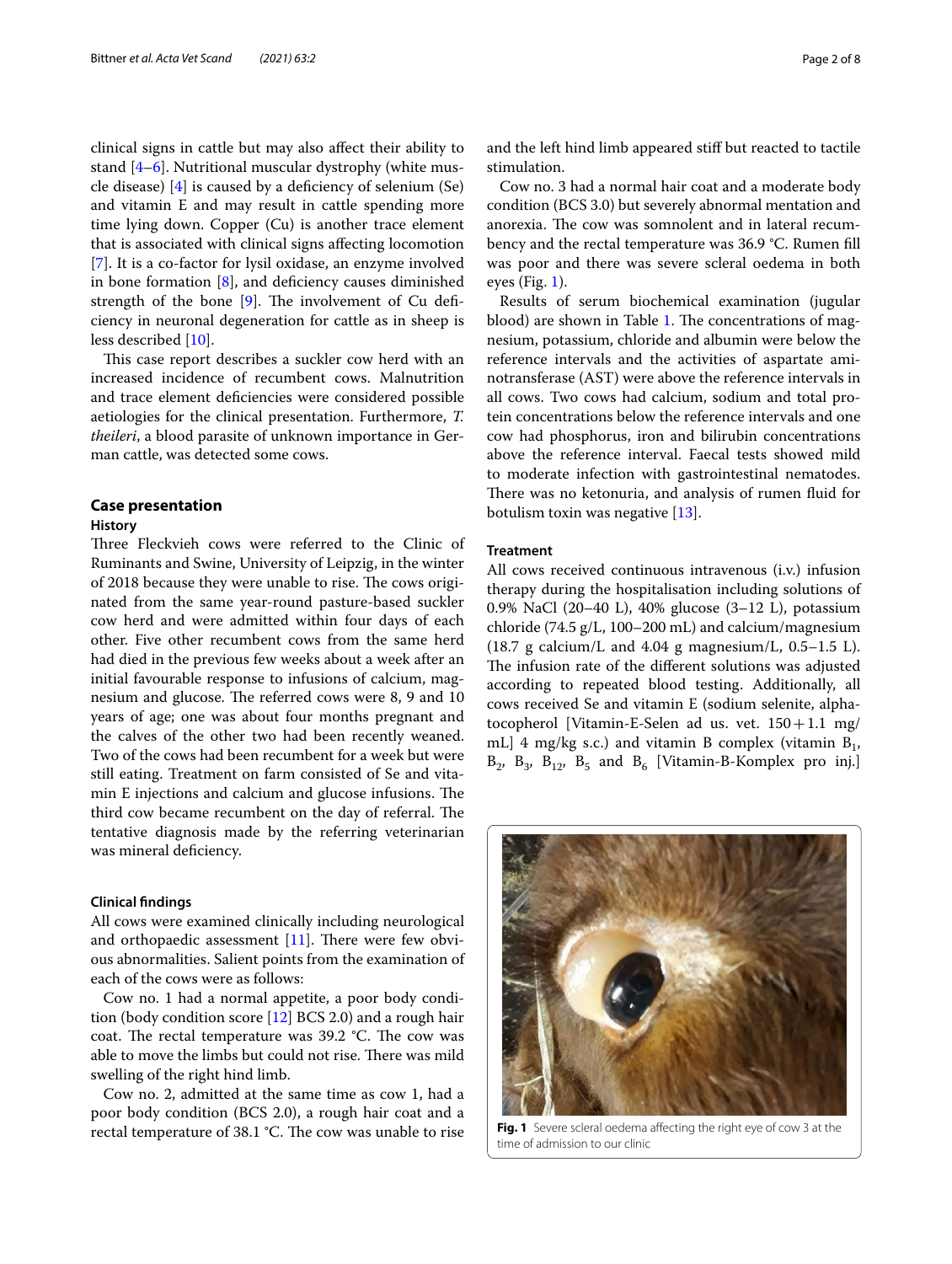clinical signs in cattle but may also affect their ability to stand [4–6]. Nutritional muscular dystrophy (white muscle disease) [4] is caused by a deficiency of selenium (Se) and vitamin E and may result in cattle spending more time lying down. Copper (Cu) is another trace element that is associated with clinical signs affecting locomotion [7]. It is a co-factor for lysil oxidase, an enzyme involved in bone formation [8], and deficiency causes diminished strength of the bone [9]. The involvement of Cu deficiency in neuronal degeneration for cattle as in sheep is less described [10].

This case report describes a suckler cow herd with an increased incidence of recumbent cows. Malnutrition and trace element deficiencies were considered possible aetiologies for the clinical presentation. Furthermore, *T. theileri*, a blood parasite of unknown importance in German cattle, was detected some cows.

## Case presentation

### History

Three Fleckvieh cows were referred to the Clinic of Ruminants and Swine, University of Leipzig, in the winter of 2018 because they were unable to rise. The cows originated from the same year-round pasture-based suckler cow herd and were admitted within four days of each other. Five other recumbent cows from the same herd had died in the previous few weeks about a week after an initial favourable response to infusions of calcium, magnesium and glucose. The referred cows were 8, 9 and 10 years of age; one was about four months pregnant and the calves of the other two had been recently weaned. Two of the cows had been recumbent for a week but were still eating. Treatment on farm consisted of Se and vitamin E injections and calcium and glucose infusions. The third cow became recumbent on the day of referral. The tentative diagnosis made by the referring veterinarian was mineral deficiency.

### Clinical findings

All cows were examined clinically including neurological and orthopaedic assessment [11]. There were few obvious abnormalities. Salient points from the examination of each of the cows were as follows:

Cow no. 1 had a normal appetite, a poor body condition (body condition score [12] BCS 2.0) and a rough hair coat. The rectal temperature was 39.2 °C. The cow was able to move the limbs but could not rise. There was mild swelling of the right hind limb.

Cow no. 2, admitted at the same time as cow 1, had a poor body condition (BCS 2.0), a rough hair coat and a rectal temperature of 38.1 °C. The cow was unable to rise and the left hind limb appeared stiff but reacted to tactile stimulation.

Cow no. 3 had a normal hair coat and a moderate body condition (BCS 3.0) but severely abnormal mentation and anorexia. The cow was somnolent and in lateral recumbency and the rectal temperature was 36.9 °C. Rumen fill was poor and there was severe scleral oedema in both eyes (Fig. 1).

Results of serum biochemical examination (jugular blood) are shown in Table 1. The concentrations of magnesium, potassium, chloride and albumin were below the reference intervals and the activities of aspartate aminotransferase (AST) were above the reference intervals in all cows. Two cows had calcium, sodium and total protein concentrations below the reference intervals and one cow had phosphorus, iron and bilirubin concentrations above the reference interval. Faecal tests showed mild to moderate infection with gastrointestinal nematodes. There was no ketonuria, and analysis of rumen fluid for botulism toxin was negative [13].

### Treatment

All cows received continuous intravenous (i.v.) infusion therapy during the hospitalisation including solutions of 0.9% NaCl (20–40 L), 40% glucose (3–12 L), potassium chloride (74.5 g/L, 100–200 mL) and calcium/magnesium (18.7 g calcium/L and 4.04 g magnesium/L, 0.5–1.5 L). The infusion rate of the different solutions was adjusted according to repeated blood testing. Additionally, all cows received Se and vitamin E (sodium selenite, alpha-tocopherol [Vitamin-E-Selen ad us. vet. 150 + 1.1 mg/mL] 4 mg/kg s.c.) and vitamin B complex (vitamin $B_1$, $B_2$, $B_3$, $B_{12}$, $B_5$ and $B_6$ [Vitamin-B-Komplex pro inj.]

**Fig. 1** Severe scleral oedema affecting the right eye of cow 3 at the time of admission to our clinic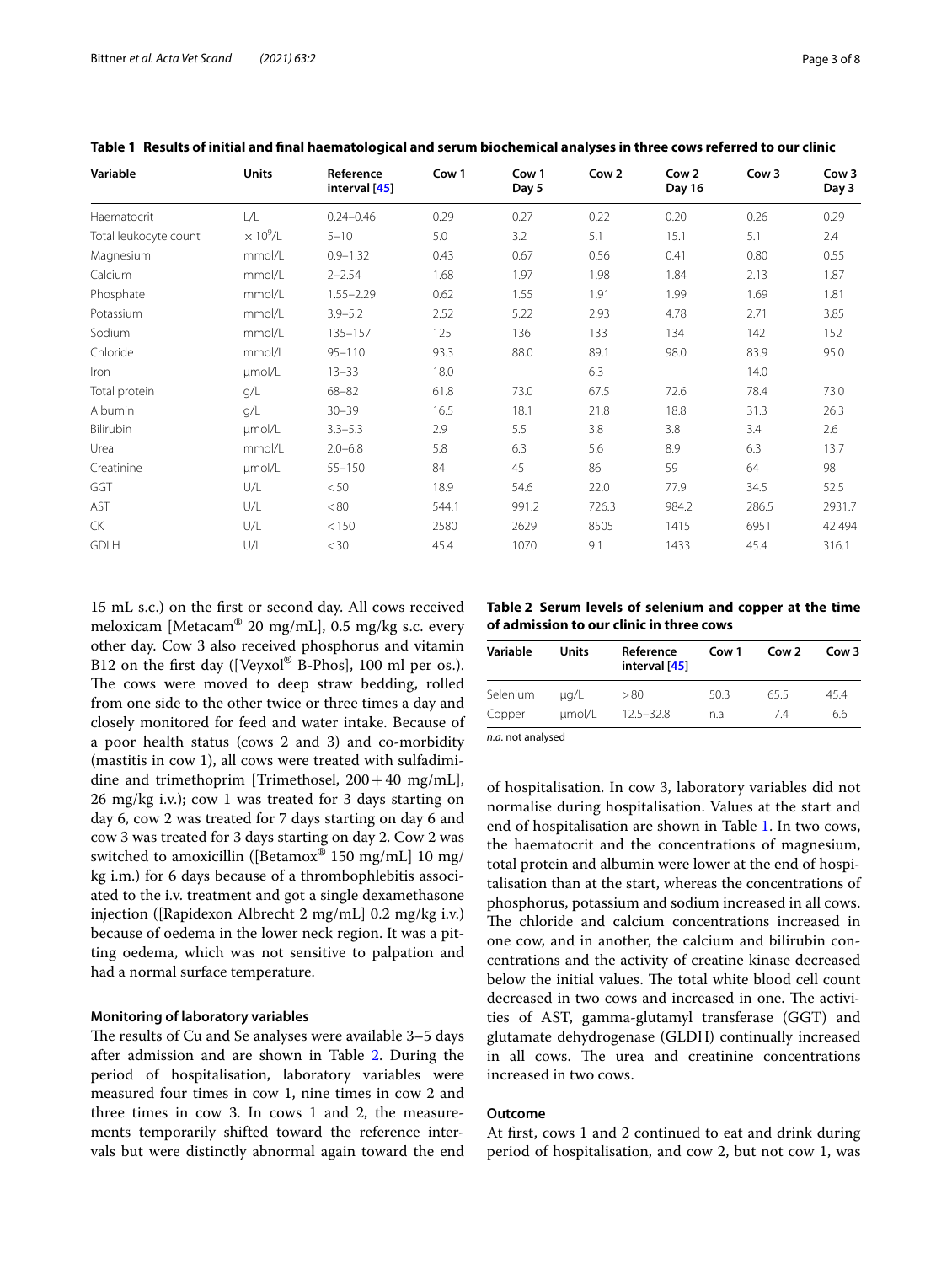**Table 1 Results of initial and final haematological and serum biochemical analyses in three cows referred to our clinic**

| Variable | Units | Reference interval [45] | Cow 1 | Cow 1 Day 5 | Cow 2 | Cow 2 Day 16 | Cow 3 | Cow 3 Day 3 |
|---|---|---|---|---|---|---|---|---|
| Haematocrit | L/L | 0.24–0.46 | 0.29 | 0.27 | 0.22 | 0.20 | 0.26 | 0.29 |
| Total leukocyte count | $\times 10^9$/L | 5–10 | 5.0 | 3.2 | 5.1 | 15.1 | 5.1 | 2.4 |
| Magnesium | mmol/L | 0.9–1.32 | 0.43 | 0.67 | 0.56 | 0.41 | 0.80 | 0.55 |
| Calcium | mmol/L | 2–2.54 | 1.68 | 1.97 | 1.98 | 1.84 | 2.13 | 1.87 |
| Phosphate | mmol/L | 1.55–2.29 | 0.62 | 1.55 | 1.91 | 1.99 | 1.69 | 1.81 |
| Potassium | mmol/L | 3.9–5.2 | 2.52 | 5.22 | 2.93 | 4.78 | 2.71 | 3.85 |
| Sodium | mmol/L | 135–157 | 125 | 136 | 133 | 134 | 142 | 152 |
| Chloride | mmol/L | 95–110 | 93.3 | 88.0 | 89.1 | 98.0 | 83.9 | 95.0 |
| Iron | µmol/L | 13–33 | 18.0 | | 6.3 | | 14.0 | |
| Total protein | g/L | 68–82 | 61.8 | 73.0 | 67.5 | 72.6 | 78.4 | 73.0 |
| Albumin | g/L | 30–39 | 16.5 | 18.1 | 21.8 | 18.8 | 31.3 | 26.3 |
| Bilirubin | µmol/L | 3.3–5.3 | 2.9 | 5.5 | 3.8 | 3.8 | 3.4 | 2.6 |
| Urea | mmol/L | 2.0–6.8 | 5.8 | 6.3 | 5.6 | 8.9 | 6.3 | 13.7 |
| Creatinine | µmol/L | 55–150 | 84 | 45 | 86 | 59 | 64 | 98 |
| GGT | U/L | < 50 | 18.9 | 54.6 | 22.0 | 77.9 | 34.5 | 52.5 |
| AST | U/L | < 80 | 544.1 | 991.2 | 726.3 | 984.2 | 286.5 | 2931.7 |
| CK | U/L | < 150 | 2580 | 2629 | 8505 | 1415 | 6951 | 42 494 |
| GDLH | U/L | < 30 | 45.4 | 1070 | 9.1 | 1433 | 45.4 | 316.1 |

15 mL s.c.) on the first or second day. All cows received meloxicam [Metacam® 20 mg/mL], 0.5 mg/kg s.c. every other day. Cow 3 also received phosphorus and vitamin B12 on the first day ([Veyxol® B-Phos], 100 ml per os.). The cows were moved to deep straw bedding, rolled from one side to the other twice or three times a day and closely monitored for feed and water intake. Because of a poor health status (cows 2 and 3) and co-morbidity (mastitis in cow 1), all cows were treated with sulfadimidine and trimethoprim [Trimethosel, 200 + 40 mg/mL], 26 mg/kg i.v.); cow 1 was treated for 3 days starting on day 6, cow 2 was treated for 7 days starting on day 6 and cow 3 was treated for 3 days starting on day 2. Cow 2 was switched to amoxicillin ([Betamox® 150 mg/mL] 10 mg/kg i.m.) for 6 days because of a thrombophlebitis associated to the i.v. treatment and got a single dexamethasone injection ([Rapidexon Albrecht 2 mg/mL] 0.2 mg/kg i.v.) because of oedema in the lower neck region. It was a pitting oedema, which was not sensitive to palpation and had a normal surface temperature.

### Monitoring of laboratory variables

The results of Cu and Se analyses were available 3–5 days after admission and are shown in Table 2. During the period of hospitalisation, laboratory variables were measured four times in cow 1, nine times in cow 2 and three times in cow 3. In cows 1 and 2, the measurements temporarily shifted toward the reference intervals but were distinctly abnormal again toward the end of hospitalisation. In cow 3, laboratory variables did not normalise during hospitalisation. Values at the start and end of hospitalisation are shown in Table 1. In two cows, the haematocrit and the concentrations of magnesium, total protein and albumin were lower at the end of hospitalisation than at the start, whereas the concentrations of phosphorus, potassium and sodium increased in all cows. The chloride and calcium concentrations increased in one cow, and in another, the calcium and bilirubin concentrations and the activity of creatine kinase decreased below the initial values. The total white blood cell count decreased in two cows and increased in one. The activities of AST, gamma-glutamyl transferase (GGT) and glutamate dehydrogenase (GLDH) continually increased in all cows. The urea and creatinine concentrations increased in two cows.

**Table 2 Serum levels of selenium and copper at the time of admission to our clinic in three cows**

| Variable | Units | Reference interval [45] | Cow 1 | Cow 2 | Cow 3 |
|---|---|---|---|---|---|
| Selenium | µg/L | > 80 | 50.3 | 65.5 | 45.4 |
| Copper | µmol/L | 12.5–32.8 | n.a | 7.4 | 6.6 |

*n.a.* not analysed

### Outcome

At first, cows 1 and 2 continued to eat and drink during period of hospitalisation, and cow 2, but not cow 1, was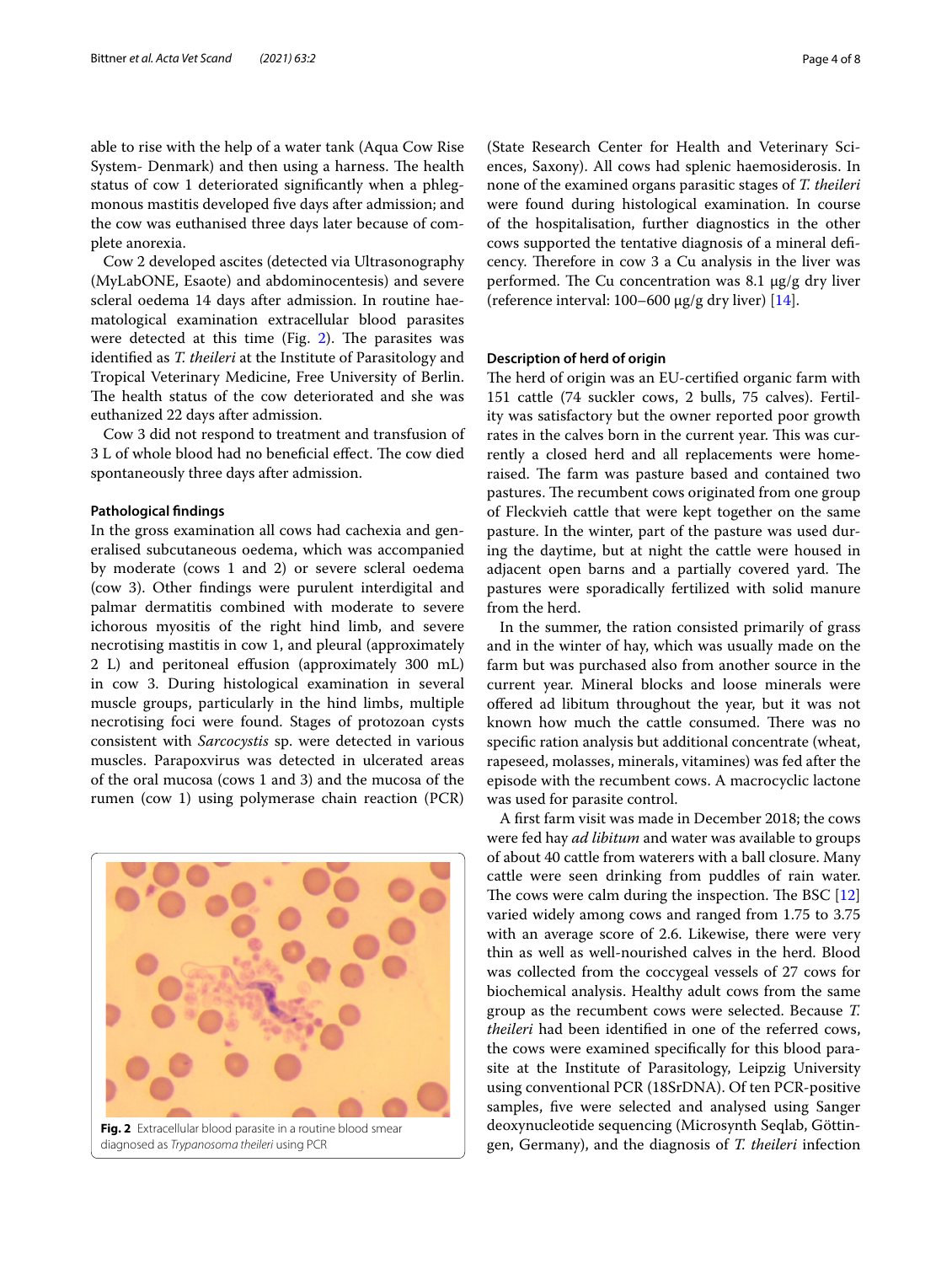able to rise with the help of a water tank (Aqua Cow Rise System- Denmark) and then using a harness. The health status of cow 1 deteriorated significantly when a phlegmonous mastitis developed five days after admission; and the cow was euthanised three days later because of complete anorexia.

Cow 2 developed ascites (detected via Ultrasonography (MyLabONE, Esaote) and abdominocentesis) and severe scleral oedema 14 days after admission. In routine haematological examination extracellular blood parasites were detected at this time (Fig. 2). The parasites was identified as *T. theileri* at the Institute of Parasitology and Tropical Veterinary Medicine, Free University of Berlin. The health status of the cow deteriorated and she was euthanized 22 days after admission.

Cow 3 did not respond to treatment and transfusion of 3 L of whole blood had no beneficial effect. The cow died spontaneously three days after admission.

#### Pathological findings

In the gross examination all cows had cachexia and generalised subcutaneous oedema, which was accompanied by moderate (cows 1 and 2) or severe scleral oedema (cow 3). Other findings were purulent interdigital and palmar dermatitis combined with moderate to severe ichorous myositis of the right hind limb, and severe necrotising mastitis in cow 1, and pleural (approximately 2 L) and peritoneal effusion (approximately 300 mL) in cow 3. During histological examination in several muscle groups, particularly in the hind limbs, multiple necrotising foci were found. Stages of protozoan cysts consistent with *Sarcocystis* sp. were detected in various muscles. Parapoxvirus was detected in ulcerated areas of the oral mucosa (cows 1 and 3) and the mucosa of the rumen (cow 1) using polymerase chain reaction (PCR) (State Research Center for Health and Veterinary Sciences, Saxony). All cows had splenic haemosiderosis. In none of the examined organs parasitic stages of *T. theileri* were found during histological examination. In course of the hospitalisation, further diagnostics in the other cows supported the tentative diagnosis of a mineral deficency. Therefore in cow 3 a Cu analysis in the liver was performed. The Cu concentration was 8.1 µg/g dry liver (reference interval: 100–600 µg/g dry liver) [14].

**Fig. 2** Extracellular blood parasite in a routine blood smear diagnosed as *Trypanosoma theileri* using PCR

#### Description of herd of origin

The herd of origin was an EU-certified organic farm with 151 cattle (74 suckler cows, 2 bulls, 75 calves). Fertility was satisfactory but the owner reported poor growth rates in the calves born in the current year. This was currently a closed herd and all replacements were home-raised. The farm was pasture based and contained two pastures. The recumbent cows originated from one group of Fleckvieh cattle that were kept together on the same pasture. In the winter, part of the pasture was used during the daytime, but at night the cattle were housed in adjacent open barns and a partially covered yard. The pastures were sporadically fertilized with solid manure from the herd.

In the summer, the ration consisted primarily of grass and in the winter of hay, which was usually made on the farm but was purchased also from another source in the current year. Mineral blocks and loose minerals were offered ad libitum throughout the year, but it was not known how much the cattle consumed. There was no specific ration analysis but additional concentrate (wheat, rapeseed, molasses, minerals, vitamines) was fed after the episode with the recumbent cows. A macrocyclic lactone was used for parasite control.

A first farm visit was made in December 2018; the cows were fed hay *ad libitum* and water was available to groups of about 40 cattle from waterers with a ball closure. Many cattle were seen drinking from puddles of rain water. The cows were calm during the inspection. The BSC [12] varied widely among cows and ranged from 1.75 to 3.75 with an average score of 2.6. Likewise, there were very thin as well as well-nourished calves in the herd. Blood was collected from the coccygeal vessels of 27 cows for biochemical analysis. Healthy adult cows from the same group as the recumbent cows were selected. Because *T. theileri* had been identified in one of the referred cows, the cows were examined specifically for this blood parasite at the Institute of Parasitology, Leipzig University using conventional PCR (18SrDNA). Of ten PCR-positive samples, five were selected and analysed using Sanger deoxynucleotide sequencing (Microsynth Seqlab, Göttingen, Germany), and the diagnosis of *T. theileri* infection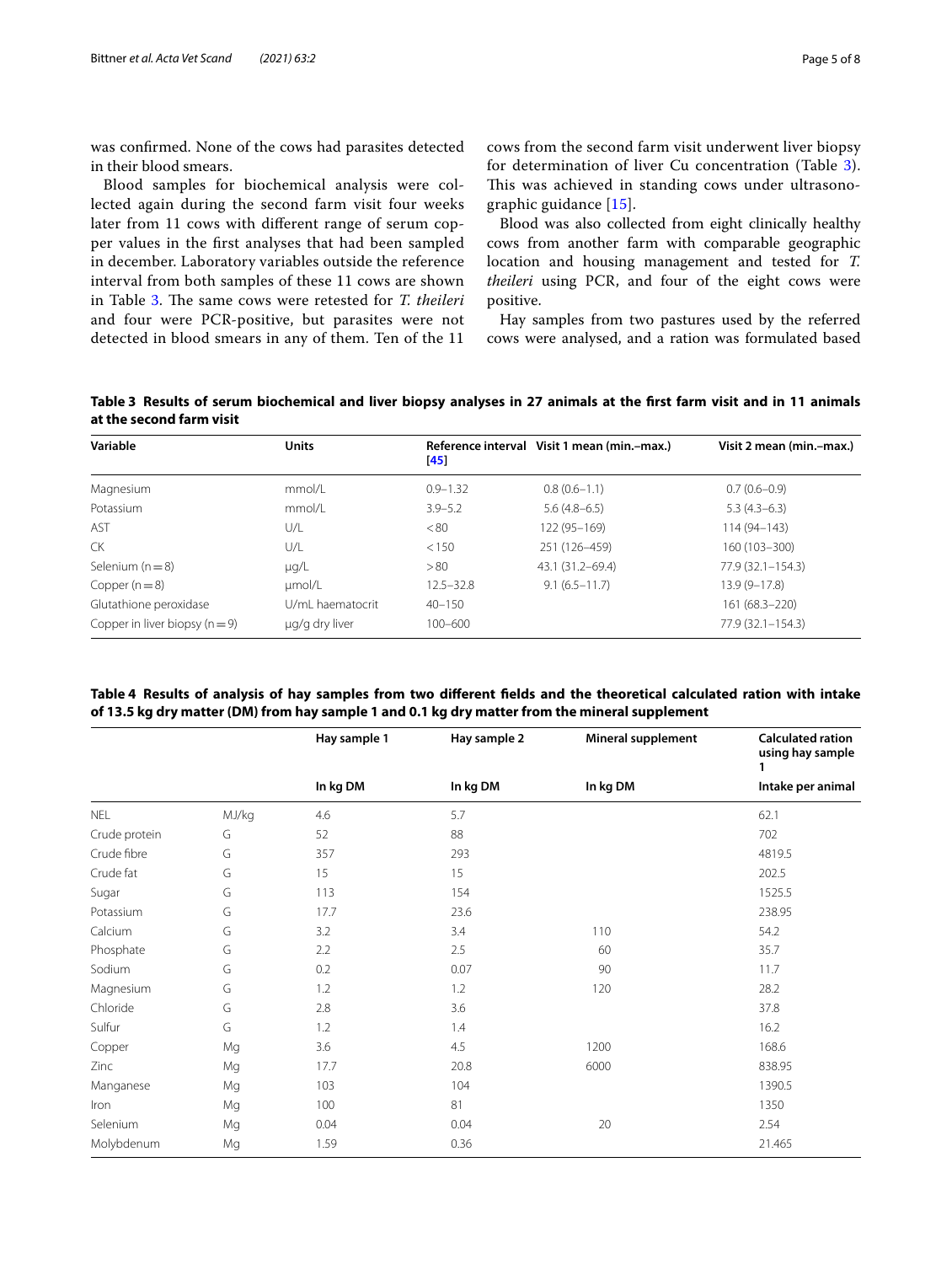was confirmed. None of the cows had parasites detected in their blood smears.

Blood samples for biochemical analysis were collected again during the second farm visit four weeks later from 11 cows with different range of serum copper values in the first analyses that had been sampled in december. Laboratory variables outside the reference interval from both samples of these 11 cows are shown in Table 3. The same cows were retested for *T. theileri* and four were PCR-positive, but parasites were not detected in blood smears in any of them. Ten of the 11 cows from the second farm visit underwent liver biopsy for determination of liver Cu concentration (Table 3). This was achieved in standing cows under ultrasonographic guidance [15].

Blood was also collected from eight clinically healthy cows from another farm with comparable geographic location and housing management and tested for *T. theileri* using PCR, and four of the eight cows were positive.

Hay samples from two pastures used by the referred cows were analysed, and a ration was formulated based

**Table 3 Results of serum biochemical and liver biopsy analyses in 27 animals at the first farm visit and in 11 animals at the second farm visit**

| Variable | Units | Reference interval [45] | Visit 1 mean (min.–max.) | Visit 2 mean (min.–max.) |
|---|---|---|---|---|
| Magnesium | mmol/L | 0.9–1.32 | 0.8 (0.6–1.1) | 0.7 (0.6–0.9) |
| Potassium | mmol/L | 3.9–5.2 | 5.6 (4.8–6.5) | 5.3 (4.3–6.3) |
| AST | U/L | < 80 | 122 (95–169) | 114 (94–143) |
| CK | U/L | < 150 | 251 (126–459) | 160 (103–300) |
| Selenium (n = 8) | µg/L | > 80 | 43.1 (31.2–69.4) | 77.9 (32.1–154.3) |
| Copper (n = 8) | µmol/L | 12.5–32.8 | 9.1 (6.5–11.7) | 13.9 (9–17.8) |
| Glutathione peroxidase | U/mL haematocrit | 40–150 | | 161 (68.3–220) |
| Copper in liver biopsy (n = 9) | µg/g dry liver | 100–600 | | 77.9 (32.1–154.3) |

**Table 4 Results of analysis of hay samples from two different fields and the theoretical calculated ration with intake of 13.5 kg dry matter (DM) from hay sample 1 and 0.1 kg dry matter from the mineral supplement**

| | | Hay sample 1 | Hay sample 2 | Mineral supplement | Calculated ration using hay sample 1 |
|---|---|---|---|---|---|
| | | In kg DM | In kg DM | In kg DM | Intake per animal |
| NEL | MJ/kg | 4.6 | 5.7 | | 62.1 |
| Crude protein | G | 52 | 88 | | 702 |
| Crude fibre | G | 357 | 293 | | 4819.5 |
| Crude fat | G | 15 | 15 | | 202.5 |
| Sugar | G | 113 | 154 | | 1525.5 |
| Potassium | G | 17.7 | 23.6 | | 238.95 |
| Calcium | G | 3.2 | 3.4 | 110 | 54.2 |
| Phosphate | G | 2.2 | 2.5 | 60 | 35.7 |
| Sodium | G | 0.2 | 0.07 | 90 | 11.7 |
| Magnesium | G | 1.2 | 1.2 | 120 | 28.2 |
| Chloride | G | 2.8 | 3.6 | | 37.8 |
| Sulfur | G | 1.2 | 1.4 | | 16.2 |
| Copper | Mg | 3.6 | 4.5 | 1200 | 168.6 |
| Zinc | Mg | 17.7 | 20.8 | 6000 | 838.95 |
| Manganese | Mg | 103 | 104 | | 1390.5 |
| Iron | Mg | 100 | 81 | | 1350 |
| Selenium | Mg | 0.04 | 0.04 | 20 | 2.54 |
| Molybdenum | Mg | 1.59 | 0.36 | | 21.465 |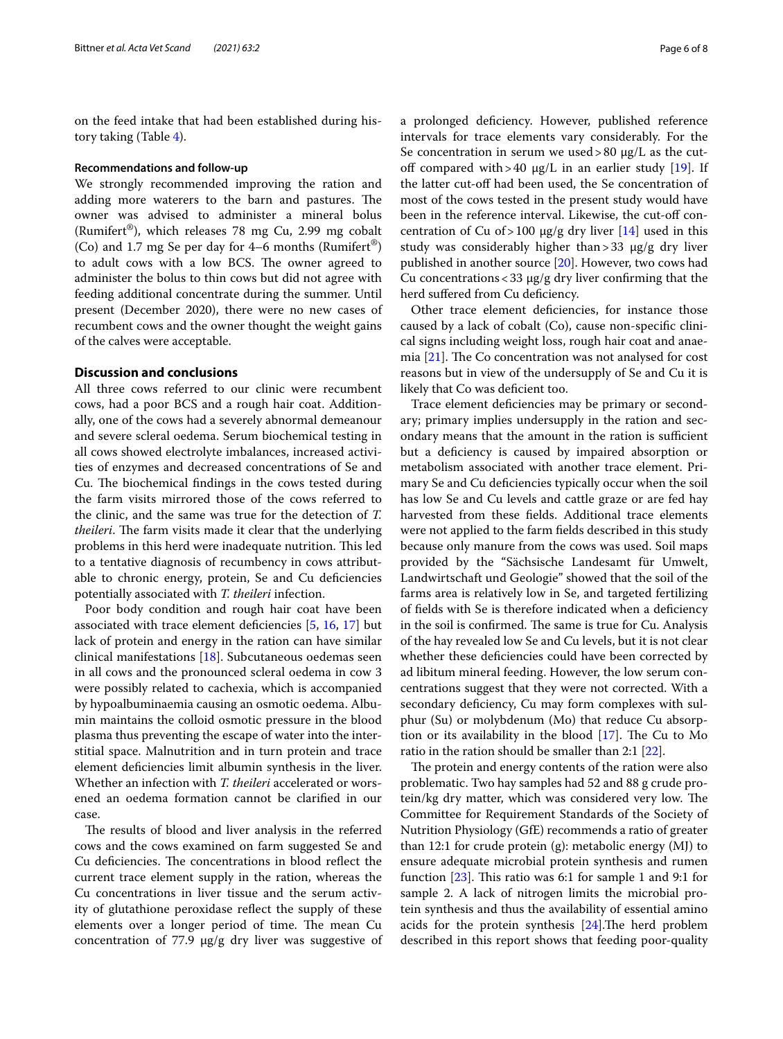on the feed intake that had been established during history taking (Table 4).

### Recommendations and follow-up

We strongly recommended improving the ration and adding more waterers to the barn and pastures. The owner was advised to administer a mineral bolus (Rumifert®), which releases 78 mg Cu, 2.99 mg cobalt (Co) and 1.7 mg Se per day for 4–6 months (Rumifert®) to adult cows with a low BCS. The owner agreed to administer the bolus to thin cows but did not agree with feeding additional concentrate during the summer. Until present (December 2020), there were no new cases of recumbent cows and the owner thought the weight gains of the calves were acceptable.

## Discussion and conclusions

All three cows referred to our clinic were recumbent cows, had a poor BCS and a rough hair coat. Additionally, one of the cows had a severely abnormal demeanour and severe scleral oedema. Serum biochemical testing in all cows showed electrolyte imbalances, increased activities of enzymes and decreased concentrations of Se and Cu. The biochemical findings in the cows tested during the farm visits mirrored those of the cows referred to the clinic, and the same was true for the detection of *T. theileri*. The farm visits made it clear that the underlying problems in this herd were inadequate nutrition. This led to a tentative diagnosis of recumbency in cows attributable to chronic energy, protein, Se and Cu deficiencies potentially associated with *T. theileri* infection.

Poor body condition and rough hair coat have been associated with trace element deficiencies [5, 16, 17] but lack of protein and energy in the ration can have similar clinical manifestations [18]. Subcutaneous oedemas seen in all cows and the pronounced scleral oedema in cow 3 were possibly related to cachexia, which is accompanied by hypoalbuminaemia causing an osmotic oedema. Albumin maintains the colloid osmotic pressure in the blood plasma thus preventing the escape of water into the interstitial space. Malnutrition and in turn protein and trace element deficiencies limit albumin synthesis in the liver. Whether an infection with *T. theileri* accelerated or worsened an oedema formation cannot be clarified in our case.

The results of blood and liver analysis in the referred cows and the cows examined on farm suggested Se and Cu deficiencies. The concentrations in blood reflect the current trace element supply in the ration, whereas the Cu concentrations in liver tissue and the serum activity of glutathione peroxidase reflect the supply of these elements over a longer period of time. The mean Cu concentration of 77.9 μg/g dry liver was suggestive of a prolonged deficiency. However, published reference intervals for trace elements vary considerably. For the Se concentration in serum we used > 80 μg/L as the cut-off compared with > 40 μg/L in an earlier study [19]. If the latter cut-off had been used, the Se concentration of most of the cows tested in the present study would have been in the reference interval. Likewise, the cut-off concentration of Cu of > 100 μg/g dry liver [14] used in this study was considerably higher than > 33 μg/g dry liver published in another source [20]. However, two cows had Cu concentrations < 33 μg/g dry liver confirming that the herd suffered from Cu deficiency.

Other trace element deficiencies, for instance those caused by a lack of cobalt (Co), cause non-specific clinical signs including weight loss, rough hair coat and anaemia [21]. The Co concentration was not analysed for cost reasons but in view of the undersupply of Se and Cu it is likely that Co was deficient too.

Trace element deficiencies may be primary or secondary; primary implies undersupply in the ration and secondary means that the amount in the ration is sufficient but a deficiency is caused by impaired absorption or metabolism associated with another trace element. Primary Se and Cu deficiencies typically occur when the soil has low Se and Cu levels and cattle graze or are fed hay harvested from these fields. Additional trace elements were not applied to the farm fields described in this study because only manure from the cows was used. Soil maps provided by the "Sächsische Landesamt für Umwelt, Landwirtschaft und Geologie" showed that the soil of the farms area is relatively low in Se, and targeted fertilizing of fields with Se is therefore indicated when a deficiency in the soil is confirmed. The same is true for Cu. Analysis of the hay revealed low Se and Cu levels, but it is not clear whether these deficiencies could have been corrected by ad libitum mineral feeding. However, the low serum concentrations suggest that they were not corrected. With a secondary deficiency, Cu may form complexes with sulphur (Su) or molybdenum (Mo) that reduce Cu absorption or its availability in the blood [17]. The Cu to Mo ratio in the ration should be smaller than 2:1 [22].

The protein and energy contents of the ration were also problematic. Two hay samples had 52 and 88 g crude protein/kg dry matter, which was considered very low. The Committee for Requirement Standards of the Society of Nutrition Physiology (GfE) recommends a ratio of greater than 12:1 for crude protein (g): metabolic energy (MJ) to ensure adequate microbial protein synthesis and rumen function [23]. This ratio was 6:1 for sample 1 and 9:1 for sample 2. A lack of nitrogen limits the microbial protein synthesis and thus the availability of essential amino acids for the protein synthesis [24].The herd problem described in this report shows that feeding poor-quality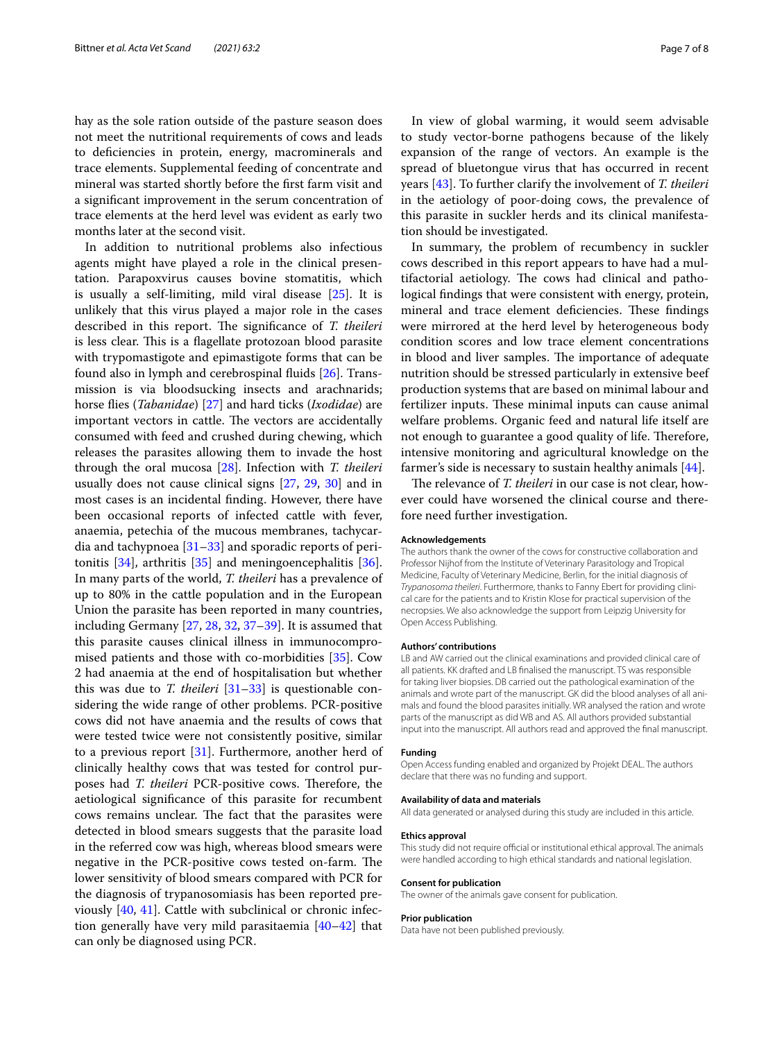hay as the sole ration outside of the pasture season does not meet the nutritional requirements of cows and leads to deficiencies in protein, energy, macrominerals and trace elements. Supplemental feeding of concentrate and mineral was started shortly before the first farm visit and a significant improvement in the serum concentration of trace elements at the herd level was evident as early two months later at the second visit.

In addition to nutritional problems also infectious agents might have played a role in the clinical presentation. Parapoxvirus causes bovine stomatitis, which is usually a self-limiting, mild viral disease [25]. It is unlikely that this virus played a major role in the cases described in this report. The significance of *T. theileri* is less clear. This is a flagellate protozoan blood parasite with trypomastigote and epimastigote forms that can be found also in lymph and cerebrospinal fluids [26]. Transmission is via bloodsucking insects and arachnarids; horse flies (*Tabanidae*) [27] and hard ticks (*Ixodidae*) are important vectors in cattle. The vectors are accidentally consumed with feed and crushed during chewing, which releases the parasites allowing them to invade the host through the oral mucosa [28]. Infection with *T. theileri* usually does not cause clinical signs [27, 29, 30] and in most cases is an incidental finding. However, there have been occasional reports of infected cattle with fever, anaemia, petechia of the mucous membranes, tachycardia and tachypnoea [31–33] and sporadic reports of peritonitis [34], arthritis [35] and meningoencephalitis [36]. In many parts of the world, *T. theileri* has a prevalence of up to 80% in the cattle population and in the European Union the parasite has been reported in many countries, including Germany [27, 28, 32, 37–39]. It is assumed that this parasite causes clinical illness in immunocompromised patients and those with co-morbidities [35]. Cow 2 had anaemia at the end of hospitalisation but whether this was due to *T. theileri* [31–33] is questionable considering the wide range of other problems. PCR-positive cows did not have anaemia and the results of cows that were tested twice were not consistently positive, similar to a previous report [31]. Furthermore, another herd of clinically healthy cows that was tested for control purposes had *T. theileri* PCR-positive cows. Therefore, the aetiological significance of this parasite for recumbent cows remains unclear. The fact that the parasites were detected in blood smears suggests that the parasite load in the referred cow was high, whereas blood smears were negative in the PCR-positive cows tested on-farm. The lower sensitivity of blood smears compared with PCR for the diagnosis of trypanosomiasis has been reported previously [40, 41]. Cattle with subclinical or chronic infection generally have very mild parasitaemia [40–42] that can only be diagnosed using PCR.

In view of global warming, it would seem advisable to study vector-borne pathogens because of the likely expansion of the range of vectors. An example is the spread of bluetongue virus that has occurred in recent years [43]. To further clarify the involvement of *T. theileri* in the aetiology of poor-doing cows, the prevalence of this parasite in suckler herds and its clinical manifestation should be investigated.

In summary, the problem of recumbency in suckler cows described in this report appears to have had a multifactorial aetiology. The cows had clinical and pathological findings that were consistent with energy, protein, mineral and trace element deficiencies. These findings were mirrored at the herd level by heterogeneous body condition scores and low trace element concentrations in blood and liver samples. The importance of adequate nutrition should be stressed particularly in extensive beef production systems that are based on minimal labour and fertilizer inputs. These minimal inputs can cause animal welfare problems. Organic feed and natural life itself are not enough to guarantee a good quality of life. Therefore, intensive monitoring and agricultural knowledge on the farmer's side is necessary to sustain healthy animals [44].

The relevance of *T. theileri* in our case is not clear, however could have worsened the clinical course and therefore need further investigation.

#### Acknowledgements

The authors thank the owner of the cows for constructive collaboration and Professor Nijhof from the Institute of Veterinary Parasitology and Tropical Medicine, Faculty of Veterinary Medicine, Berlin, for the initial diagnosis of *Trypanosoma theileri*. Furthermore, thanks to Fanny Ebert for providing clinical care for the patients and to Kristin Klose for practical supervision of the necropsies. We also acknowledge the support from Leipzig University for Open Access Publishing.

#### Authors' contributions

LB and AW carried out the clinical examinations and provided clinical care of all patients. KK drafted and LB finalised the manuscript. TS was responsible for taking liver biopsies. DB carried out the pathological examination of the animals and wrote part of the manuscript. GK did the blood analyses of all animals and found the blood parasites initially. WR analysed the ration and wrote parts of the manuscript as did WB and AS. All authors provided substantial input into the manuscript. All authors read and approved the final manuscript.

#### Funding

Open Access funding enabled and organized by Projekt DEAL. The authors declare that there was no funding and support.

#### Availability of data and materials

All data generated or analysed during this study are included in this article.

#### Ethics approval

This study did not require official or institutional ethical approval. The animals were handled according to high ethical standards and national legislation.

#### Consent for publication

The owner of the animals gave consent for publication.

#### Prior publication

Data have not been published previously.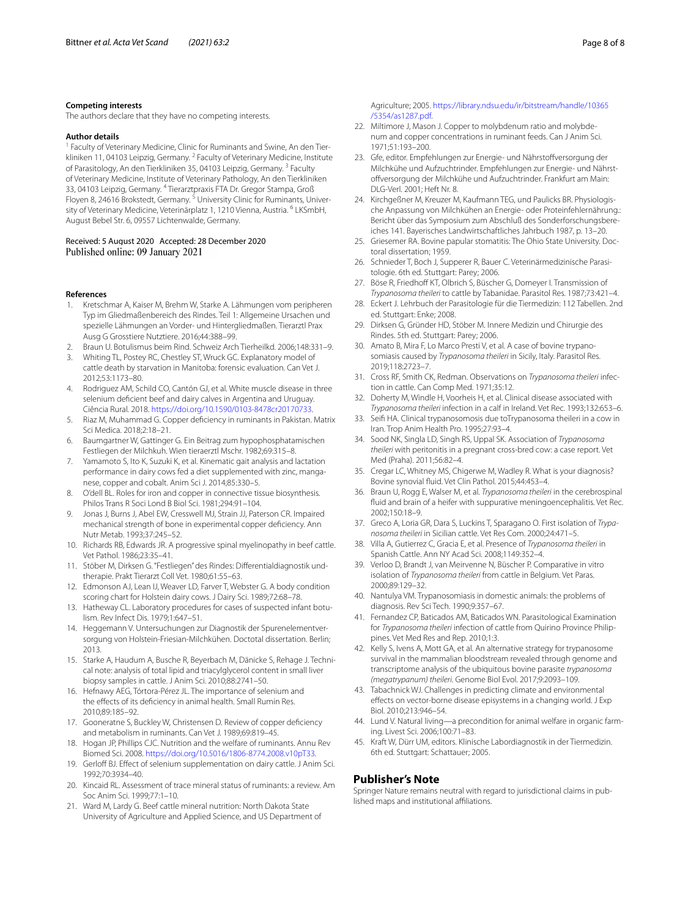#### Competing interests

The authors declare that they have no competing interests.

#### Author details

[1] Faculty of Veterinary Medicine, Clinic for Ruminants and Swine, An den Tierkliniken 11, 04103 Leipzig, Germany. [2] Faculty of Veterinary Medicine, Institute of Parasitology, An den Tierkliniken 35, 04103 Leipzig, Germany. [3] Faculty of Veterinary Medicine, Institute of Veterinary Pathology, An den Tierkliniken 33, 04103 Leipzig, Germany. [4] Tierarztpraxis FTA Dr. Gregor Stampa, Groß Floyen 8, 24616 Brokstedt, Germany. [5] University Clinic for Ruminants, University of Veterinary Medicine, Veterinärplatz 1, 1210 Vienna, Austria. [6] LKSmbH, August Bebel Str. 6, 09557 Lichtenwalde, Germany.

Received: 5 August 2020 Accepted: 28 December 2020
Published online: 09 January 2021

#### References

1. Kretschmar A, Kaiser M, Brehm W, Starke A. Lähmungen vom peripheren Typ im Gliedmaßenbereich des Rindes. Teil 1: Allgemeine Ursachen und spezielle Lähmungen an Vorder- und Hintergliedmaßen. Tierarztl Prax Ausg G Grosstiere Nutztiere. 2016;44:388–99.
2. Braun U. Botulismus beim Rind. Schweiz Arch Tierheilkd. 2006;148:331–9.
3. Whiting TL, Postey RC, Chestley ST, Wruck GC. Explanatory model of cattle death by starvation in Manitoba: forensic evaluation. Can Vet J. 2012;53:1173–80.
4. Rodriguez AM, Schild CO, Cantón GJ, et al. White muscle disease in three selenium deficient beef and dairy calves in Argentina and Uruguay. Ciência Rural. 2018. https://doi.org/10.1590/0103-8478cr20170733.
5. Riaz M, Muhammad G. Copper deficiency in ruminants in Pakistan. Matrix Sci Medica. 2018;2:18–21.
6. Baumgartner W, Gattinger G. Ein Beitrag zum hypophosphatamischen Festliegen der Milchkuh. Wien tieraerztl Mschr. 1982;69:315–8.
7. Yamamoto S, Ito K, Suzuki K, et al. Kinematic gait analysis and lactation performance in dairy cows fed a diet supplemented with zinc, manganese, copper and cobalt. Anim Sci J. 2014;85:330–5.
8. O'dell BL. Roles for iron and copper in connective tissue biosynthesis. Philos Trans R Soci Lond B Biol Sci. 1981;294:91–104.
9. Jonas J, Burns J, Abel EW, Cresswell MJ, Strain JJ, Paterson CR. Impaired mechanical strength of bone in experimental copper deficiency. Ann Nutr Metab. 1993;37:245–52.
10. Richards RB, Edwards JR. A progressive spinal myelinopathy in beef cattle. Vet Pathol. 1986;23:35–41.
11. Stöber M, Dirksen G. "Festliegen" des Rindes: Differentialdiagnostik und-therapie. Prakt Tierarzt Coll Vet. 1980;61:55–63.
12. Edmonson AJ, Lean IJ, Weaver LD, Farver T, Webster G. A body condition scoring chart for Holstein dairy cows. J Dairy Sci. 1989;72:68–78.
13. Hatheway CL. Laboratory procedures for cases of suspected infant botulism. Rev Infect Dis. 1979;1:647–51.
14. Heggemann V. Untersuchungen zur Diagnostik der Spurenelementversorgung von Holstein-Friesian-Milchkühen. Doctotal dissertation. Berlin; 2013.
15. Starke A, Haudum A, Busche R, Beyerbach M, Dänicke S, Rehage J. Technical note: analysis of total lipid and triacylglycerol content in small liver biopsy samples in cattle. J Anim Sci. 2010;88:2741–50.
16. Hefnawy AEG, Tórtora-Pérez JL. The importance of selenium and the effects of its deficiency in animal health. Small Rumin Res. 2010;89:185–92.
17. Gooneratne S, Buckley W, Christensen D. Review of copper deficiency and metabolism in ruminants. Can Vet J. 1989;69:819–45.
18. Hogan JP, Phillips CJC. Nutrition and the welfare of ruminants. Annu Rev Biomed Sci. 2008. https://doi.org/10.5016/1806-8774.2008.v10pT33.
19. Gerloff BJ. Effect of selenium supplementation on dairy cattle. J Anim Sci. 1992;70:3934–40.
20. Kincaid RL. Assessment of trace mineral status of ruminants: a review. Am Soc Anim Sci. 1999;77:1–10.
21. Ward M, Lardy G. Beef cattle mineral nutrition: North Dakota State University of Agriculture and Applied Science, and US Department of Agriculture; 2005. https://library.ndsu.edu/ir/bitstream/handle/10365/5354/as1287.pdf.
22. Miltimore J, Mason J. Copper to molybdenum ratio and molybdenum and copper concentrations in ruminant feeds. Can J Anim Sci. 1971;51:193–200.
23. Gfe, editor. Empfehlungen zur Energie- und Nährstoffversorgung der Milchkühe und Aufzuchtrinder. Empfehlungen zur Energie- und Nährstoffversorgung der Milchkühe und Aufzuchtrinder. Frankfurt am Main: DLG-Verl. 2001; Heft Nr. 8.
24. Kirchgeßner M, Kreuzer M, Kaufmann TEG, und Paulicks BR. Physiologische Anpassung von Milchkühen an Energie- oder Proteinfehlernährung.: Bericht über das Symposium zum Abschluß des Sonderforschungsbereiches 141. Bayerisches Landwirtschaftliches Jahrbuch 1987, p. 13–20.
25. Griesemer RA. Bovine papular stomatitis: The Ohio State University. Doctoral dissertation; 1959.
26. Schnieder T, Boch J, Supperer R, Bauer C. Veterinärmedizinische Parasitologie. 6th ed. Stuttgart: Parey; 2006.
27. Böse R, Friedhoff KT, Olbrich S, Büscher G, Domeyer I. Transmission of *Trypanosoma theileri* to cattle by Tabanidae. Parasitol Res. 1987;73:421–4.
28. Eckert J. Lehrbuch der Parasitologie für die Tiermedizin: 112 Tabellen. 2nd ed. Stuttgart: Enke; 2008.
29. Dirksen G, Gründer HD, Stöber M. Innere Medizin und Chirurgie des Rindes. 5th ed. Stuttgart: Parey; 2006.
30. Amato B, Mira F, Lo Marco Presti V, et al. A case of bovine trypanosomiasis caused by *Trypanosoma theileri* in Sicily, Italy. Parasitol Res. 2019;118:2723–7.
31. Cross RF, Smith CK, Redman. Observations on *Trypanosoma theileri* infection in cattle. Can Comp Med. 1971;35:12.
32. Doherty M, Windle H, Voorheis H, et al. Clinical disease associated with *Trypanosoma theileri* infection in a calf in Ireland. Vet Rec. 1993;132:653–6.
33. Seifi HA. Clinical trypanosomosis due toTrypanosoma theileri in a cow in Iran. Trop Anim Health Pro. 1995;27:93–4.
34. Sood NK, Singla LD, Singh RS, Uppal SK. Association of *Trypanosoma theileri* with peritonitis in a pregnant cross-bred cow: a case report. Vet Med (Praha). 2011;56:82–4.
35. Cregar LC, Whitney MS, Chigerwe M, Wadley R. What is your diagnosis? Bovine synovial fluid. Vet Clin Pathol. 2015;44:453–4.
36. Braun U, Rogg E, Walser M, et al. *Trypanosoma theileri* in the cerebrospinal fluid and brain of a heifer with suppurative meningoencephalitis. Vet Rec. 2002;150:18–9.
37. Greco A, Loria GR, Dara S, Luckins T, Sparagano O. First isolation of *Trypanosoma theileri* in Sicilian cattle. Vet Res Com. 2000;24:471–5.
38. Villa A, Gutierrez C, Gracia E, et al. Presence of *Trypanosoma theileri* in Spanish Cattle. Ann NY Acad Sci. 2008;1149:352–4.
39. Verloo D, Brandt J, van Meirvenne N, Büscher P. Comparative in vitro isolation of *Trypanosoma theileri* from cattle in Belgium. Vet Paras. 2000;89:129–32.
40. Nantulya VM. Trypanosomiasis in domestic animals: the problems of diagnosis. Rev Sci Tech. 1990;9:357–67.
41. Fernandez CP, Baticados AM, Baticados WN. Parasitological Examination for *Trypanosoma theileri* infection of cattle from Quirino Province Philippines. Vet Med Res and Rep. 2010;1:3.
42. Kelly S, Ivens A, Mott GA, et al. An alternative strategy for trypanosome survival in the mammalian bloodstream revealed through genome and transcriptome analysis of the ubiquitous bovine parasite *trypanosoma (megatrypanum) theileri*. Genome Biol Evol. 2017;9:2093–109.
43. Tabachnick WJ. Challenges in predicting climate and environmental effects on vector-borne disease episystems in a changing world. J Exp Biol. 2010;213:946–54.
44. Lund V. Natural living—a precondition for animal welfare in organic farming. Livest Sci. 2006;100:71–83.
45. Kraft W, Dürr UM, editors. Klinische Labordiagnostik in der Tiermedizin. 6th ed. Stuttgart: Schattauer; 2005.

## Publisher's Note

Springer Nature remains neutral with regard to jurisdictional claims in published maps and institutional affiliations.